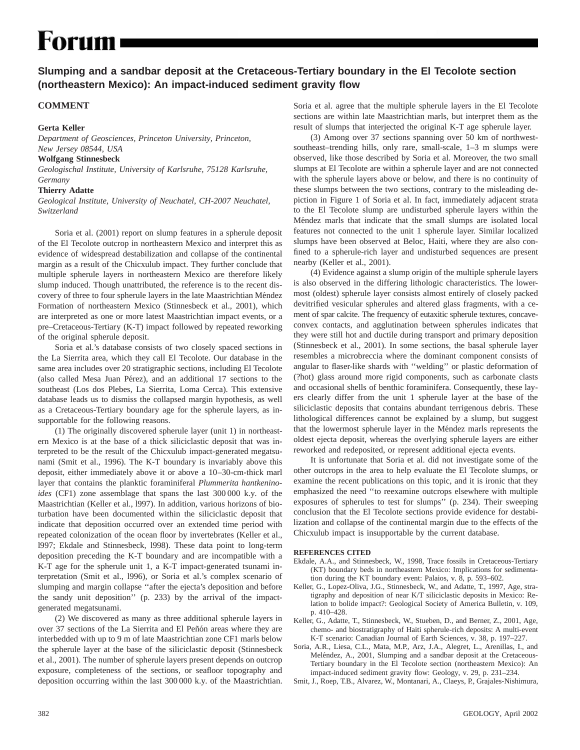# Forum

## Slumping and a sandbar deposit at the Cretaceous-Tertiary boundary in the El Tecolote section (northeastern Mexico): An impact-induced sediment gravity flow

### COMMENT

**Gerta Keller**
*Department of Geosciences, Princeton University, Princeton, New Jersey 08544, USA*
**Wolfgang Stinnesbeck**
*Geologischal Institute, University of Karlsruhe, 75128 Karlsruhe, Germany*
**Thierry Adatte**
*Geological Institute, University of Neuchatel, CH-2007 Neuchatel, Switzerland*

Soria et al. (2001) report on slump features in a spherule deposit of the El Tecolote outcrop in northeastern Mexico and interpret this as evidence of widespread destabilization and collapse of the continental margin as a result of the Chicxulub impact. They further conclude that multiple spherule layers in northeastern Mexico are therefore likely slump induced. Though unattributed, the reference is to the recent discovery of three to four spherule layers in the late Maastrichtian Méndez Formation of northeastern Mexico (Stinnesbeck et al., 2001), which are interpreted as one or more latest Maastrichtian impact events, or a pre–Cretaceous-Tertiary (K-T) impact followed by repeated reworking of the original spherule deposit.

Soria et al.'s database consists of two closely spaced sections in the La Sierrita area, which they call El Tecolote. Our database in the same area includes over 20 stratigraphic sections, including El Tecolote (also called Mesa Juan Pérez), and an additional 17 sections to the southeast (Los dos Plebes, La Sierrita, Loma Cerca). This extensive database leads us to dismiss the collapsed margin hypothesis, as well as a Cretaceous-Tertiary boundary age for the spherule layers, as insupportable for the following reasons.

(1) The originally discovered spherule layer (unit 1) in northeastern Mexico is at the base of a thick siliciclastic deposit that was interpreted to be the result of the Chicxulub impact-generated megatsunami (Smit et al., 1996). The K-T boundary is invariably above this deposit, either immediately above it or above a 10–30-cm-thick marl layer that contains the planktic foraminiferal *Plummerita hantkeninoides* (CF1) zone assemblage that spans the last 300 000 k.y. of the Maastrichtian (Keller et al., l997). In addition, various horizons of bioturbation have been documented within the siliciclastic deposit that indicate that deposition occurred over an extended time period with repeated colonization of the ocean floor by invertebrates (Keller et al., l997; Ekdale and Stinnesbeck, l998). These data point to long-term deposition preceding the K-T boundary and are incompatible with a K-T age for the spherule unit 1, a K-T impact-generated tsunami interpretation (Smit et al., l996), or Soria et al.'s complex scenario of slumping and margin collapse ''after the ejecta's deposition and before the sandy unit deposition'' (p. 233) by the arrival of the impact-generated megatsunami.

(2) We discovered as many as three additional spherule layers in over 37 sections of the La Sierrita and El Peñón areas where they are interbedded with up to 9 m of late Maastrichtian zone CF1 marls below the spherule layer at the base of the siliciclastic deposit (Stinnesbeck et al., 2001). The number of spherule layers present depends on outcrop exposure, completeness of the sections, or seafloor topography and deposition occurring within the last 300 000 k.y. of the Maastrichtian. Soria et al. agree that the multiple spherule layers in the El Tecolote sections are within late Maastrichtian marls, but interpret them as the result of slumps that interjected the original K-T age spherule layer.

(3) Among over 37 sections spanning over 50 km of northwest-southeast–trending hills, only rare, small-scale, 1–3 m slumps were observed, like those described by Soria et al. Moreover, the two small slumps at El Tecolote are within a spherule layer and are not connected with the spherule layers above or below, and there is no continuity of these slumps between the two sections, contrary to the misleading depiction in Figure 1 of Soria et al. In fact, immediately adjacent strata to the El Tecolote slump are undisturbed spherule layers within the Méndez marls that indicate that the small slumps are isolated local features not connected to the unit 1 spherule layer. Similar localized slumps have been observed at Beloc, Haiti, where they are also confined to a spherule-rich layer and undisturbed sequences are present nearby (Keller et al., 2001).

(4) Evidence against a slump origin of the multiple spherule layers is also observed in the differing lithologic characteristics. The lowermost (oldest) spherule layer consists almost entirely of closely packed devitrified vesicular spherules and altered glass fragments, with a cement of spar calcite. The frequency of eutaxitic spherule textures, concave-convex contacts, and agglutination between spherules indicates that they were still hot and ductile during transport and primary deposition (Stinnesbeck et al., 2001). In some sections, the basal spherule layer resembles a microbreccia where the dominant component consists of angular to flaser-like shards with ''welding'' or plastic deformation of (?hot) glass around more rigid components, such as carbonate clasts and occasional shells of benthic foraminifera. Consequently, these layers clearly differ from the unit 1 spherule layer at the base of the siliciclastic deposits that contains abundant terrigenous debris. These lithological differences cannot be explained by a slump, but suggest that the lowermost spherule layer in the Méndez marls represents the oldest ejecta deposit, whereas the overlying spherule layers are either reworked and redeposited, or represent additional ejecta events.

It is unfortunate that Soria et al. did not investigate some of the other outcrops in the area to help evaluate the El Tecolote slumps, or examine the recent publications on this topic, and it is ironic that they emphasized the need ''to reexamine outcrops elsewhere with multiple exposures of spherules to test for slumps'' (p. 234). Their sweeping conclusion that the El Tecolote sections provide evidence for destabilization and collapse of the continental margin due to the effects of the Chicxulub impact is insupportable by the current database.

#### REFERENCES CITED

Ekdale, A.A., and Stinnesbeck, W., 1998, Trace fossils in Cretaceous-Tertiary (KT) boundary beds in northeastern Mexico: Implications for sedimentation during the KT boundary event: Palaios, v. 8, p. 593–602.

Keller, G., Lopez-Oliva, J.G., Stinnesbeck, W., and Adatte, T., 1997, Age, stratigraphy and deposition of near K/T siliciclastic deposits in Mexico: Relation to bolide impact?: Geological Society of America Bulletin, v. 109, p. 410–428.

Keller, G., Adatte, T., Stinnesbeck, W., Stueben, D., and Berner, Z., 2001, Age, chemo- and biostratigraphy of Haiti spherule-rich deposits: A multi-event K-T scenario: Canadian Journal of Earth Sciences, v. 38, p. 197–227.

Soria, A.R., Liesa, C.L., Mata, M.P., Arz, J.A., Alegret, L., Arenillas, I., and Meléndez, A., 2001, Slumping and a sandbar deposit at the Cretaceous-Tertiary boundary in the El Tecolote section (northeastern Mexico): An impact-induced sediment gravity flow: Geology, v. 29, p. 231–234.

Smit, J., Roep, T.B., Alvarez, W., Montanari, A., Claeys, P., Grajales-Nishimura,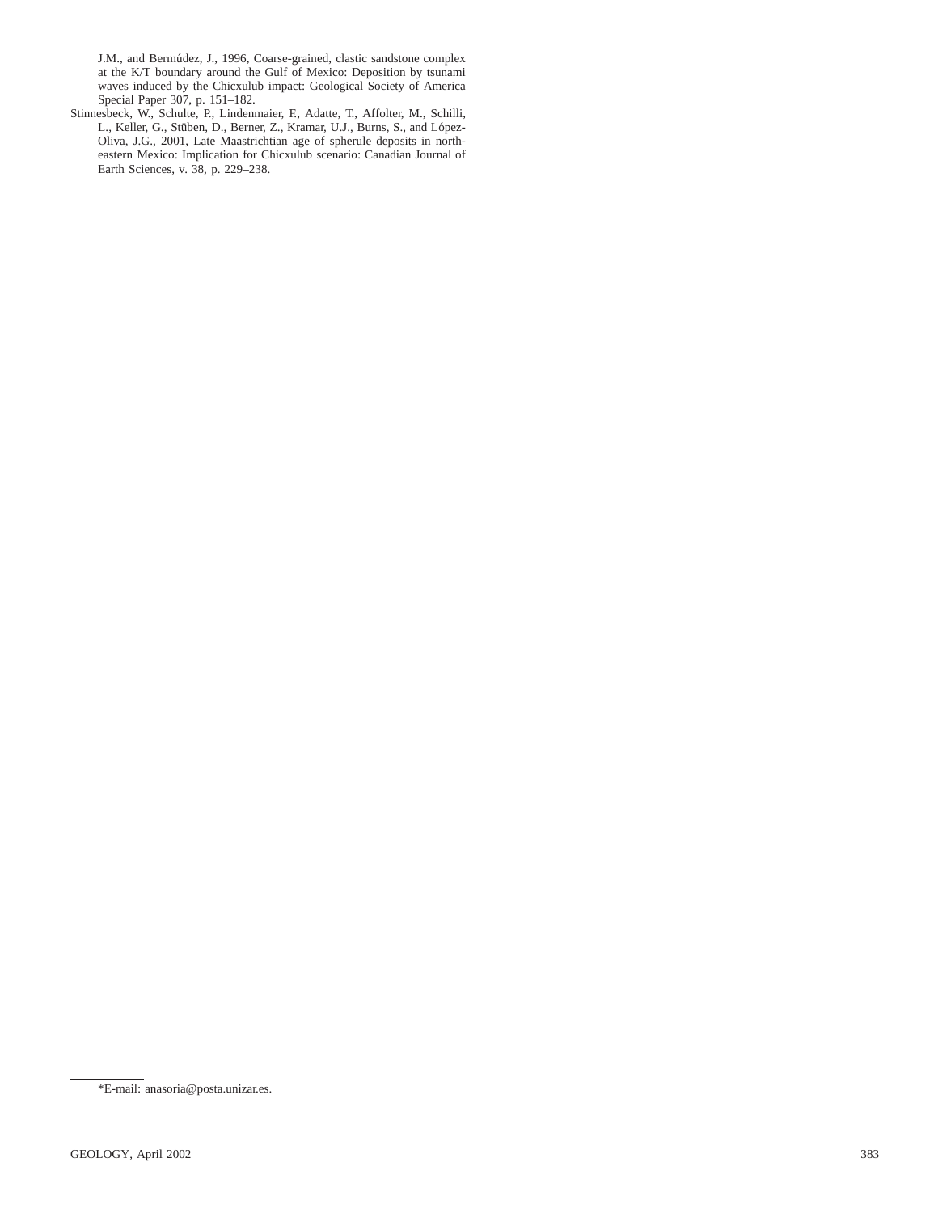J.M., and Bermúdez, J., 1996, Coarse-grained, clastic sandstone complex at the K/T boundary around the Gulf of Mexico: Deposition by tsunami waves induced by the Chicxulub impact: Geological Society of America Special Paper 307, p. 151–182.

Stinnesbeck, W., Schulte, P., Lindenmaier, F., Adatte, T., Affolter, M., Schilli, L., Keller, G., Stüben, D., Berner, Z., Kramar, U.J., Burns, S., and López-Oliva, J.G., 2001, Late Maastrichtian age of spherule deposits in northeastern Mexico: Implication for Chicxulub scenario: Canadian Journal of Earth Sciences, v. 38, p. 229–238.

*E-mail: anasoria@posta.unizar.es.